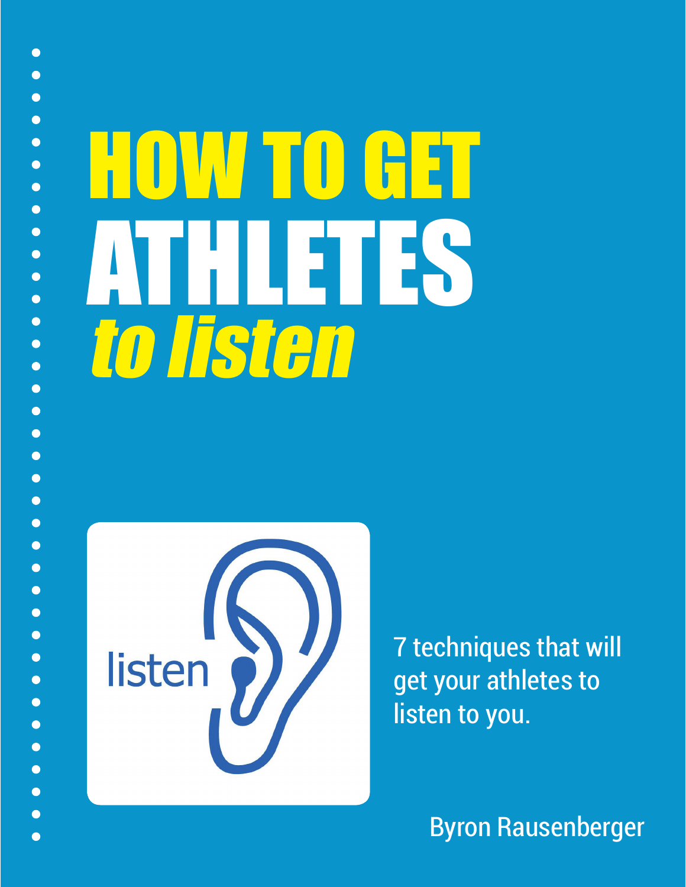# HOW TO GET ATHLETES *to listen*

listen

7 techniques that will get your athletes to listen to you.

Byron Rausenberger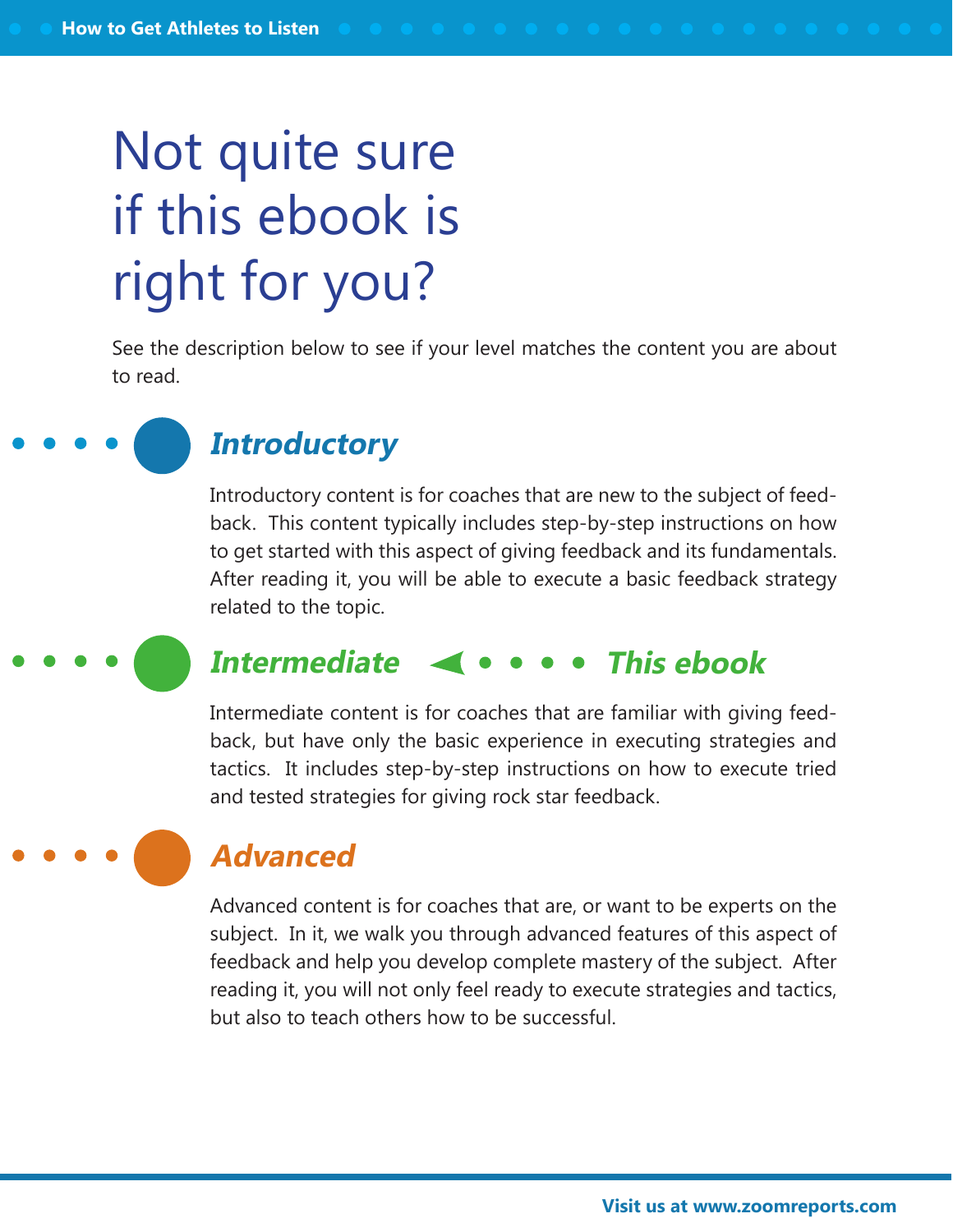# Not quite sure if this ebook is right for you?

See the description below to see if your level matches the content you are about to read.

## *Introductory*

Introductory content is for coaches that are new to the subject of feedback. This content typically includes step-by-step instructions on how to get started with this aspect of giving feedback and its fundamentals. After reading it, you will be able to execute a basic feedback strategy related to the topic.

## *Intermediate* ◄ • • • • *This ebook*

Intermediate content is for coaches that are familiar with giving feedback, but have only the basic experience in executing strategies and tactics. It includes step-by-step instructions on how to execute tried and tested strategies for giving rock star feedback.

## *Advanced*

Advanced content is for coaches that are, or want to be experts on the subject. In it, we walk you through advanced features of this aspect of feedback and help you develop complete mastery of the subject. After reading it, you will not only feel ready to execute strategies and tactics, but also to teach others how to be successful.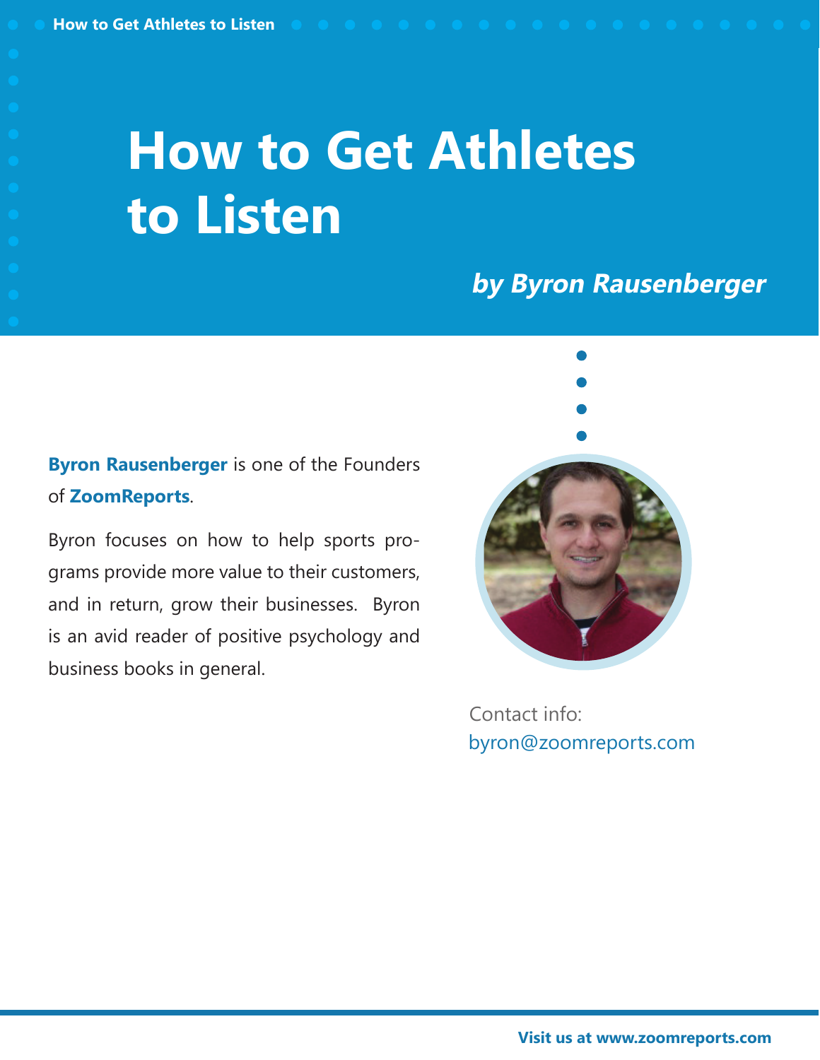# How to Get Athletes to Listen

***by Byron Rausenberger***

**Byron Rausenberger** is one of the Founders of **ZoomReports**.

Byron focuses on how to help sports programs provide more value to their customers, and in return, grow their businesses. Byron is an avid reader of positive psychology and business books in general.

Contact info:
byron@zoomreports.com

**Visit us at www.zoomreports.com**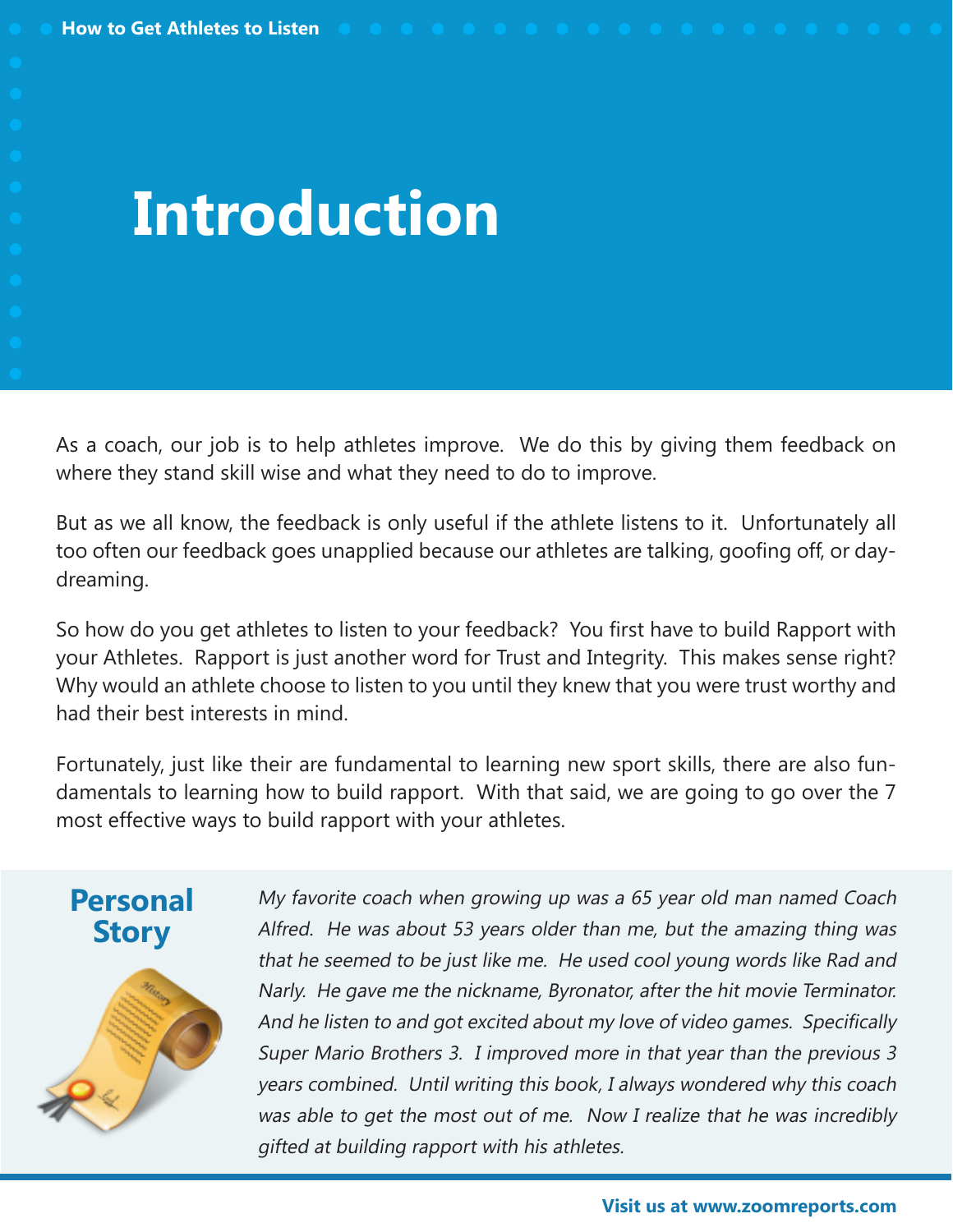# Introduction

As a coach, our job is to help athletes improve. We do this by giving them feedback on where they stand skill wise and what they need to do to improve.

But as we all know, the feedback is only useful if the athlete listens to it. Unfortunately all too often our feedback goes unapplied because our athletes are talking, goofing off, or day-dreaming.

So how do you get athletes to listen to your feedback? You first have to build Rapport with your Athletes. Rapport is just another word for Trust and Integrity. This makes sense right? Why would an athlete choose to listen to you until they knew that you were trust worthy and had their best interests in mind.

Fortunately, just like their are fundamental to learning new sport skills, there are also fundamentals to learning how to build rapport. With that said, we are going to go over the 7 most effective ways to build rapport with your athletes.

## Personal Story

*My favorite coach when growing up was a 65 year old man named Coach Alfred. He was about 53 years older than me, but the amazing thing was that he seemed to be just like me. He used cool young words like Rad and Narly. He gave me the nickname, Byronator, after the hit movie Terminator. And he listen to and got excited about my love of video games. Specifically Super Mario Brothers 3. I improved more in that year than the previous 3 years combined. Until writing this book, I always wondered why this coach was able to get the most out of me. Now I realize that he was incredibly gifted at building rapport with his athletes.*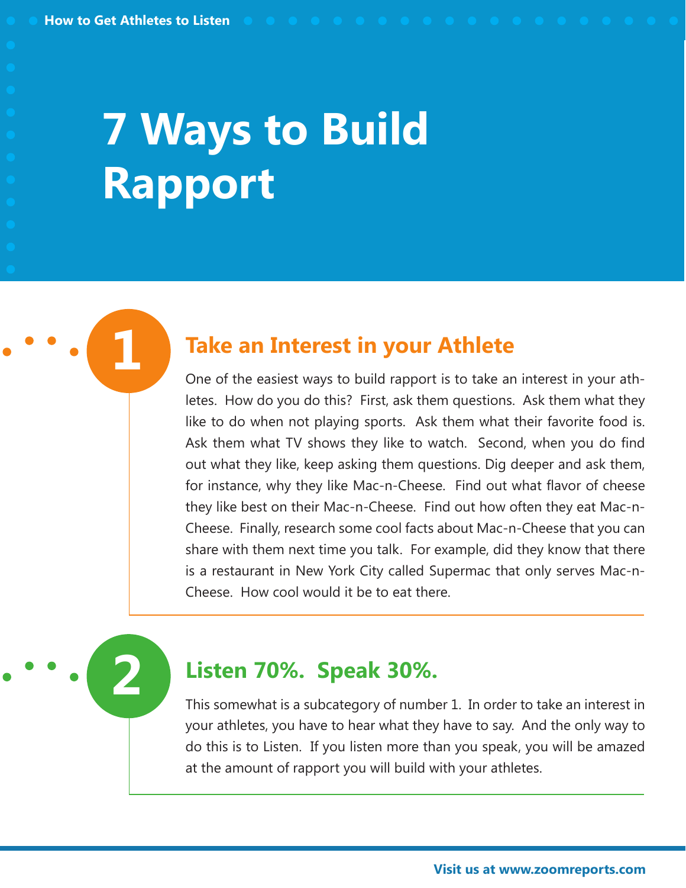# 7 Ways to Build Rapport

## 1 Take an Interest in your Athlete

One of the easiest ways to build rapport is to take an interest in your athletes. How do you do this? First, ask them questions. Ask them what they like to do when not playing sports. Ask them what their favorite food is. Ask them what TV shows they like to watch. Second, when you do find out what they like, keep asking them questions. Dig deeper and ask them, for instance, why they like Mac-n-Cheese. Find out what flavor of cheese they like best on their Mac-n-Cheese. Find out how often they eat Mac-n-Cheese. Finally, research some cool facts about Mac-n-Cheese that you can share with them next time you talk. For example, did they know that there is a restaurant in New York City called Supermac that only serves Mac-n-Cheese. How cool would it be to eat there.

## 2 Listen 70%. Speak 30%.

This somewhat is a subcategory of number 1. In order to take an interest in your athletes, you have to hear what they have to say. And the only way to do this is to Listen. If you listen more than you speak, you will be amazed at the amount of rapport you will build with your athletes.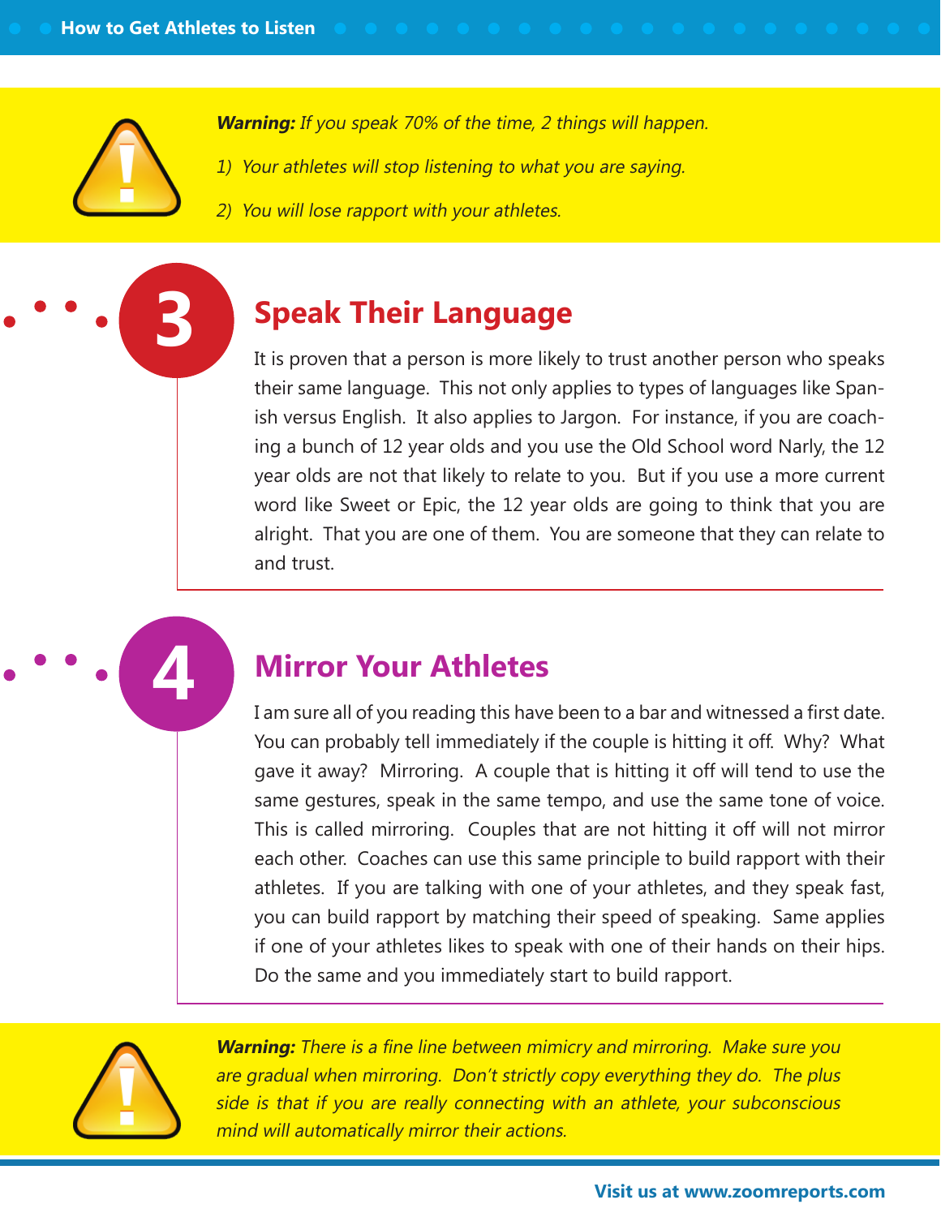***Warning:*** *If you speak 70% of the time, 2 things will happen.*

*1) Your athletes will stop listening to what you are saying.*

*2) You will lose rapport with your athletes.*

## 3 Speak Their Language

It is proven that a person is more likely to trust another person who speaks their same language. This not only applies to types of languages like Spanish versus English. It also applies to Jargon. For instance, if you are coaching a bunch of 12 year olds and you use the Old School word Narly, the 12 year olds are not that likely to relate to you. But if you use a more current word like Sweet or Epic, the 12 year olds are going to think that you are alright. That you are one of them. You are someone that they can relate to and trust.

## 4 Mirror Your Athletes

I am sure all of you reading this have been to a bar and witnessed a first date. You can probably tell immediately if the couple is hitting it off. Why? What gave it away? Mirroring. A couple that is hitting it off will tend to use the same gestures, speak in the same tempo, and use the same tone of voice. This is called mirroring. Couples that are not hitting it off will not mirror each other. Coaches can use this same principle to build rapport with their athletes. If you are talking with one of your athletes, and they speak fast, you can build rapport by matching their speed of speaking. Same applies if one of your athletes likes to speak with one of their hands on their hips. Do the same and you immediately start to build rapport.

***Warning:*** *There is a fine line between mimicry and mirroring. Make sure you are gradual when mirroring. Don't strictly copy everything they do. The plus side is that if you are really connecting with an athlete, your subconscious mind will automatically mirror their actions.*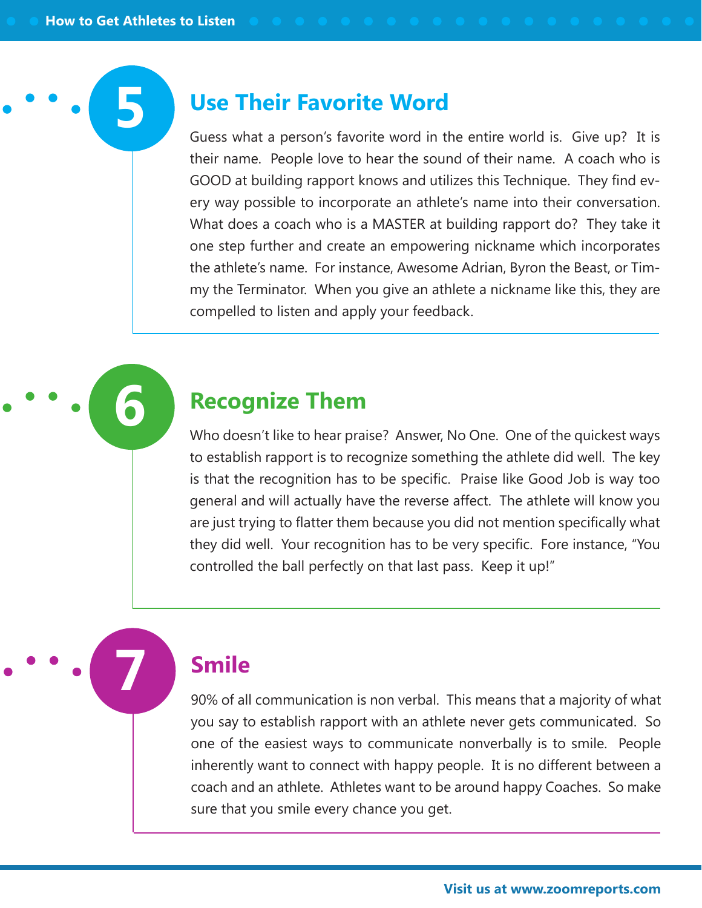## 5 Use Their Favorite Word

Guess what a person's favorite word in the entire world is. Give up? It is their name. People love to hear the sound of their name. A coach who is GOOD at building rapport knows and utilizes this Technique. They find every way possible to incorporate an athlete's name into their conversation. What does a coach who is a MASTER at building rapport do? They take it one step further and create an empowering nickname which incorporates the athlete's name. For instance, Awesome Adrian, Byron the Beast, or Timmy the Terminator. When you give an athlete a nickname like this, they are compelled to listen and apply your feedback.

## 6 Recognize Them

Who doesn't like to hear praise? Answer, No One. One of the quickest ways to establish rapport is to recognize something the athlete did well. The key is that the recognition has to be specific. Praise like Good Job is way too general and will actually have the reverse affect. The athlete will know you are just trying to flatter them because you did not mention specifically what they did well. Your recognition has to be very specific. Fore instance, "You controlled the ball perfectly on that last pass. Keep it up!"

## 7 Smile

90% of all communication is non verbal. This means that a majority of what you say to establish rapport with an athlete never gets communicated. So one of the easiest ways to communicate nonverbally is to smile. People inherently want to connect with happy people. It is no different between a coach and an athlete. Athletes want to be around happy Coaches. So make sure that you smile every chance you get.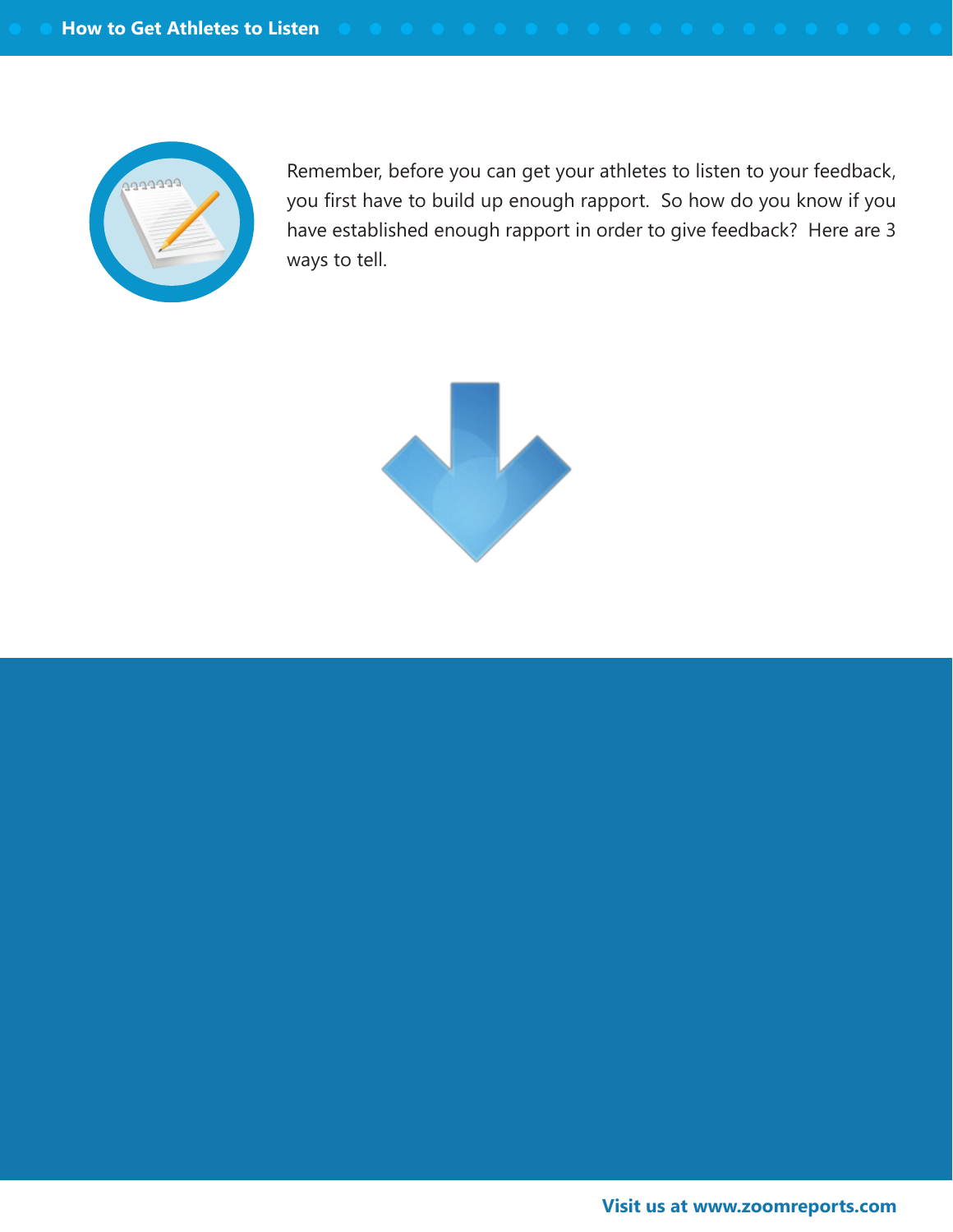Remember, before you can get your athletes to listen to your feedback, you first have to build up enough rapport. So how do you know if you have established enough rapport in order to give feedback? Here are 3 ways to tell.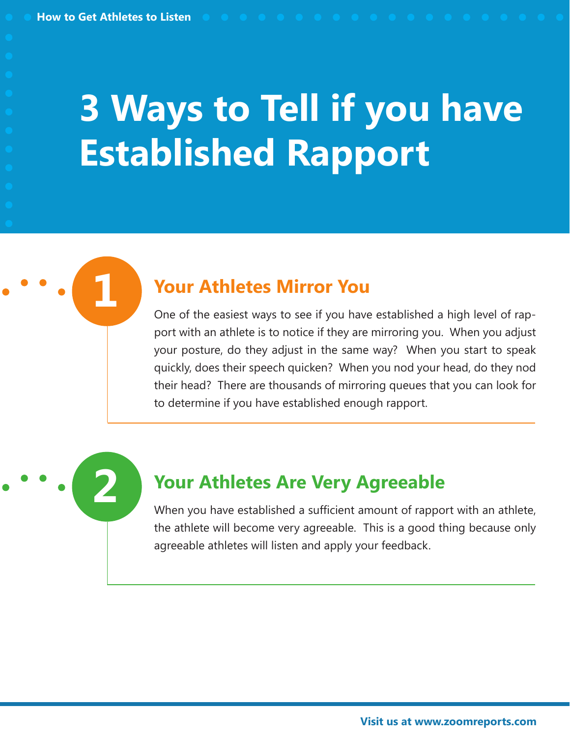# 3 Ways to Tell if you have Established Rapport

## 1 Your Athletes Mirror You

One of the easiest ways to see if you have established a high level of rapport with an athlete is to notice if they are mirroring you. When you adjust your posture, do they adjust in the same way? When you start to speak quickly, does their speech quicken? When you nod your head, do they nod their head? There are thousands of mirroring queues that you can look for to determine if you have established enough rapport.

## 2 Your Athletes Are Very Agreeable

When you have established a sufficient amount of rapport with an athlete, the athlete will become very agreeable. This is a good thing because only agreeable athletes will listen and apply your feedback.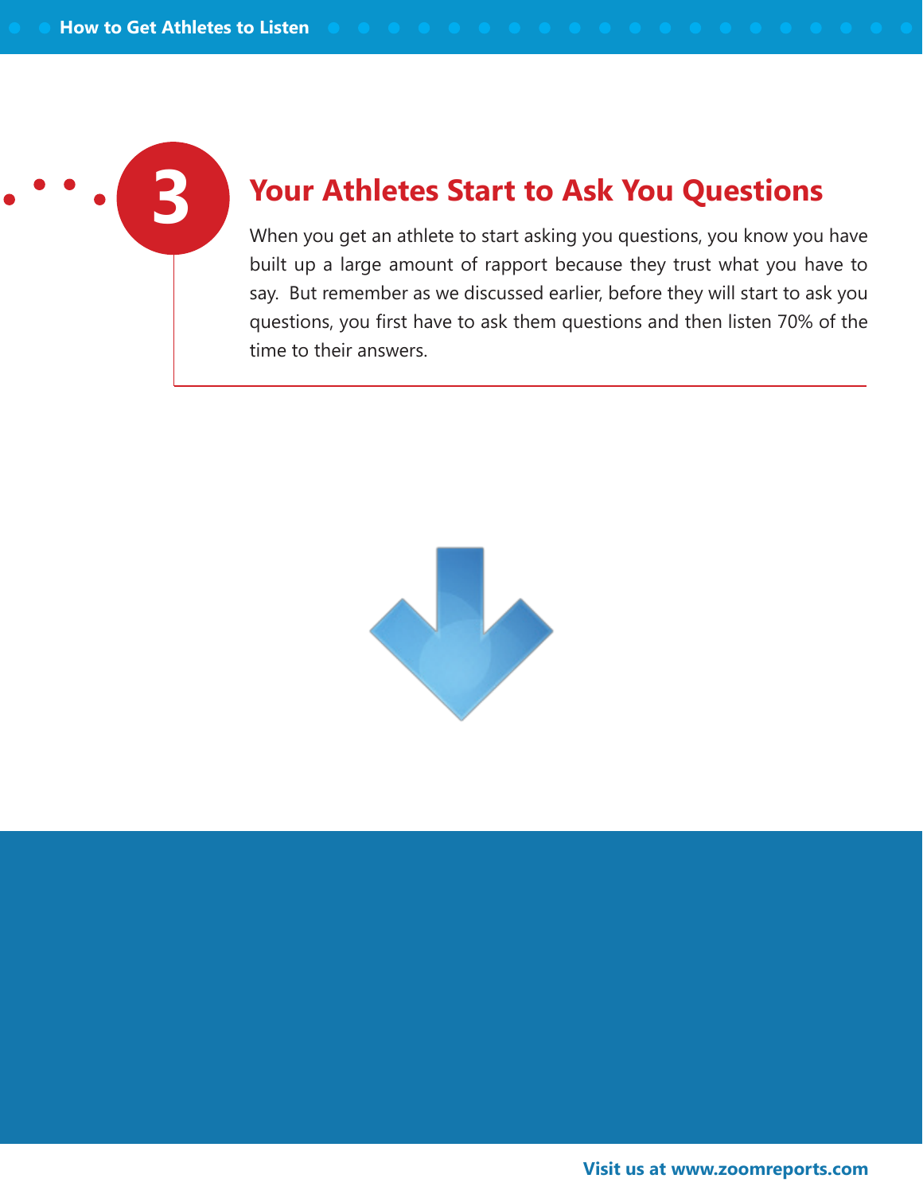## 3 Your Athletes Start to Ask You Questions

When you get an athlete to start asking you questions, you know you have built up a large amount of rapport because they trust what you have to say. But remember as we discussed earlier, before they will start to ask you questions, you first have to ask them questions and then listen 70% of the time to their answers.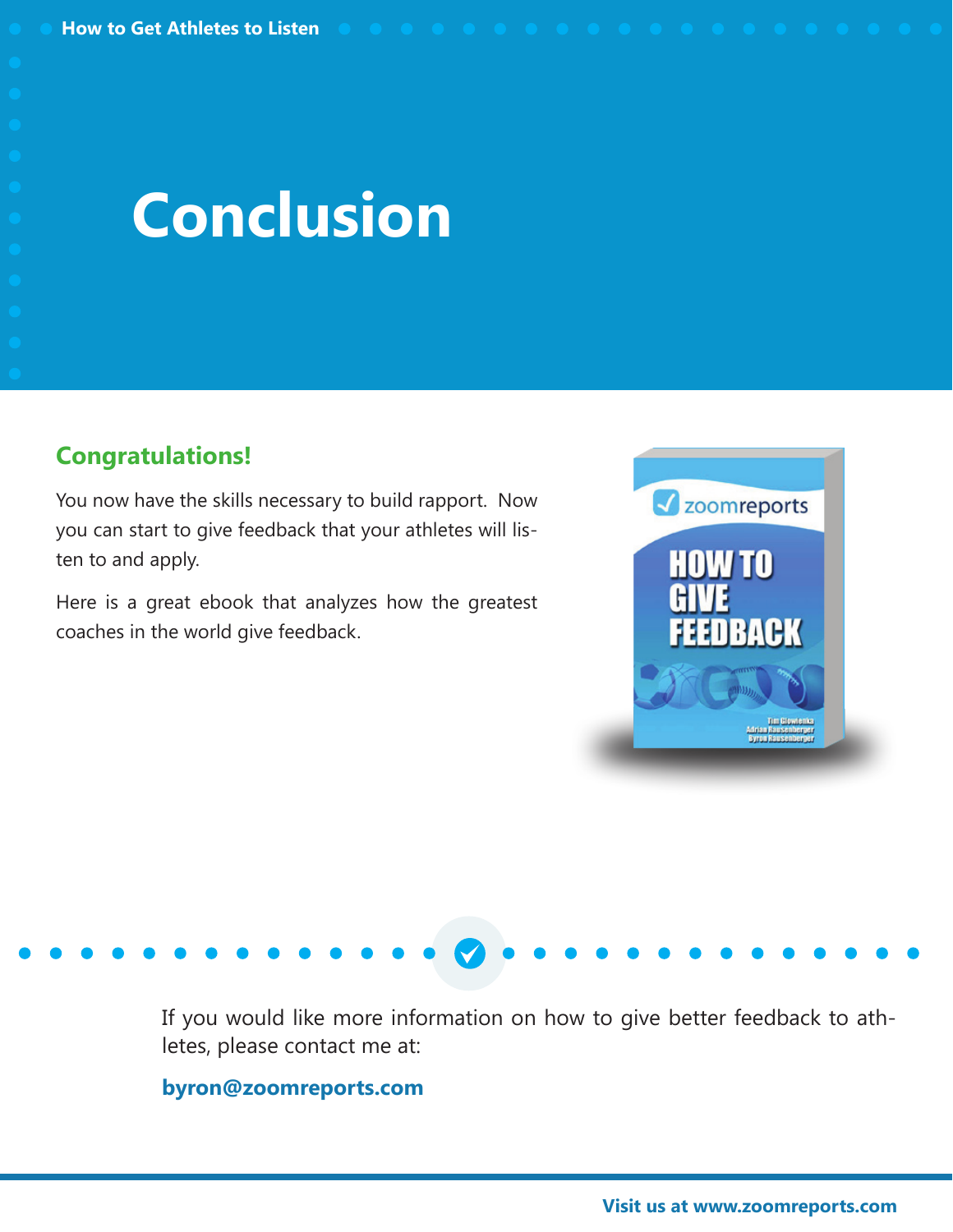# Conclusion

## Congratulations!

You now have the skills necessary to build rapport. Now you can start to give feedback that your athletes will listen to and apply.

Here is a great ebook that analyzes how the greatest coaches in the world give feedback.

If you would like more information on how to give better feedback to athletes, please contact me at:

**byron@zoomreports.com**

**Visit us at www.zoomreports.com**